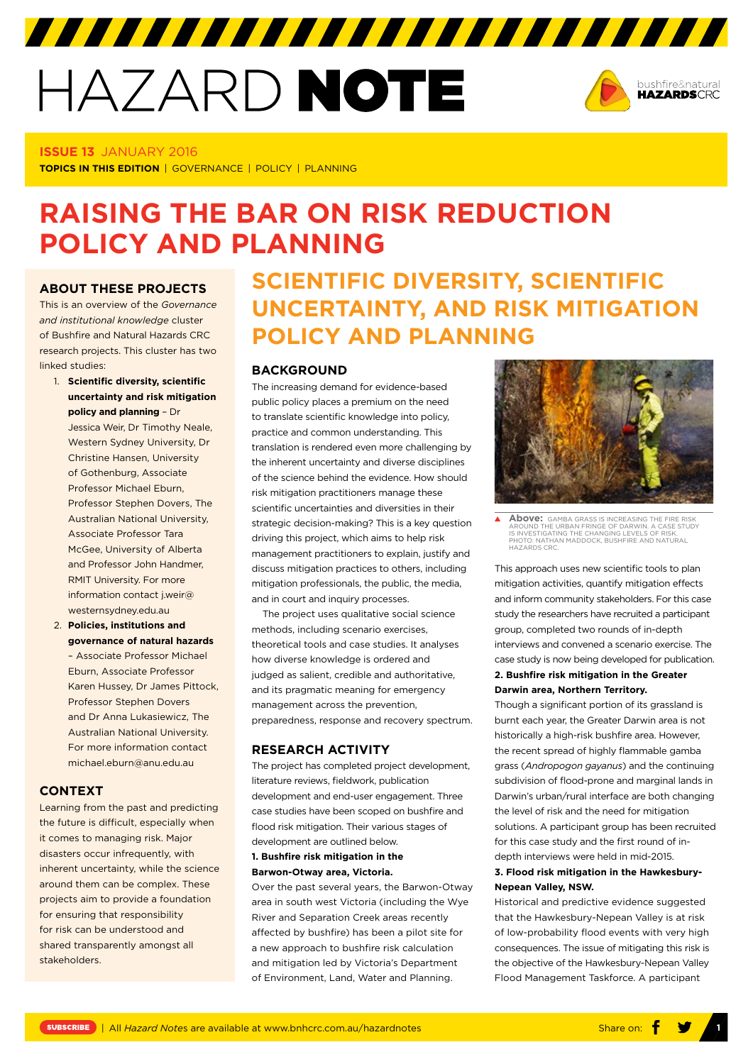# HAZARD NOTE

**ISSUE 13** JANUARY 2016

**TOPICS IN THIS EDITION** | GOVERNANCE | POLICY | PLANNING

# RAISING THE BAR ON RISK REDUCTION POLICY AND PLANNING

## ABOUT THESE PROJECTS

This is an overview of the *Governance and institutional knowledge* cluster of Bushfire and Natural Hazards CRC research projects. This cluster has two linked studies:

1. **Scientific diversity, scientific uncertainty and risk mitigation policy and planning** – Dr Jessica Weir, Dr Timothy Neale, Western Sydney University, Dr Christine Hansen, University of Gothenburg, Associate Professor Michael Eburn, Professor Stephen Dovers, The Australian National University, Associate Professor Tara McGee, University of Alberta and Professor John Handmer, RMIT University. For more information contact j.weir@westernsydney.edu.au
2. **Policies, institutions and governance of natural hazards** – Associate Professor Michael Eburn, Associate Professor Karen Hussey, Dr James Pittock, Professor Stephen Dovers and Dr Anna Lukasiewicz, The Australian National University. For more information contact michael.eburn@anu.edu.au

## CONTEXT

Learning from the past and predicting the future is difficult, especially when it comes to managing risk. Major disasters occur infrequently, with inherent uncertainty, while the science around them can be complex. These projects aim to provide a foundation for ensuring that responsibility for risk can be understood and shared transparently amongst all stakeholders.

## SCIENTIFIC DIVERSITY, SCIENTIFIC UNCERTAINTY, AND RISK MITIGATION POLICY AND PLANNING

### BACKGROUND

The increasing demand for evidence-based public policy places a premium on the need to translate scientific knowledge into policy, practice and common understanding. This translation is rendered even more challenging by the inherent uncertainty and diverse disciplines of the science behind the evidence. How should risk mitigation practitioners manage these scientific uncertainties and diversities in their strategic decision-making? This is a key question driving this project, which aims to help risk management practitioners to explain, justify and discuss mitigation practices to others, including mitigation professionals, the public, the media, and in court and inquiry processes.

The project uses qualitative social science methods, including scenario exercises, theoretical tools and case studies. It analyses how diverse knowledge is ordered and judged as salient, credible and authoritative, and its pragmatic meaning for emergency management across the prevention, preparedness, response and recovery spectrum.

### RESEARCH ACTIVITY

The project has completed project development, literature reviews, fieldwork, publication development and end-user engagement. Three case studies have been scoped on bushfire and flood risk mitigation. Their various stages of development are outlined below.

**1. Bushfire risk mitigation in the Barwon-Otway area, Victoria.**

Over the past several years, the Barwon-Otway area in south west Victoria (including the Wye River and Separation Creek areas recently affected by bushfire) has been a pilot site for a new approach to bushfire risk calculation and mitigation led by Victoria's Department of Environment, Land, Water and Planning.

**Above:** GAMBA GRASS IS INCREASING THE FIRE RISK AROUND THE URBAN FRINGE OF DARWIN. A CASE STUDY IS INVESTIGATING THE CHANGING LEVELS OF RISK. PHOTO: NATHAN MADDOCK, BUSHFIRE AND NATURAL HAZARDS CRC.

This approach uses new scientific tools to plan mitigation activities, quantify mitigation effects and inform community stakeholders. For this case study the researchers have recruited a participant group, completed two rounds of in-depth interviews and convened a scenario exercise. The case study is now being developed for publication.

**2. Bushfire risk mitigation in the Greater Darwin area, Northern Territory.**

Though a significant portion of its grassland is burnt each year, the Greater Darwin area is not historically a high-risk bushfire area. However, the recent spread of highly flammable gamba grass (*Andropogon gayanus*) and the continuing subdivision of flood-prone and marginal lands in Darwin's urban/rural interface are both changing the level of risk and the need for mitigation solutions. A participant group has been recruited for this case study and the first round of in-depth interviews were held in mid-2015.

**3. Flood risk mitigation in the Hawkesbury-Nepean Valley, NSW.**

Historical and predictive evidence suggested that the Hawkesbury-Nepean Valley is at risk of low-probability flood events with very high consequences. The issue of mitigating this risk is the objective of the Hawkesbury-Nepean Valley Flood Management Taskforce. A participant

SUBSCRIBE | All *Hazard Notes* are available at www.bnhcrc.com.au/hazardnotes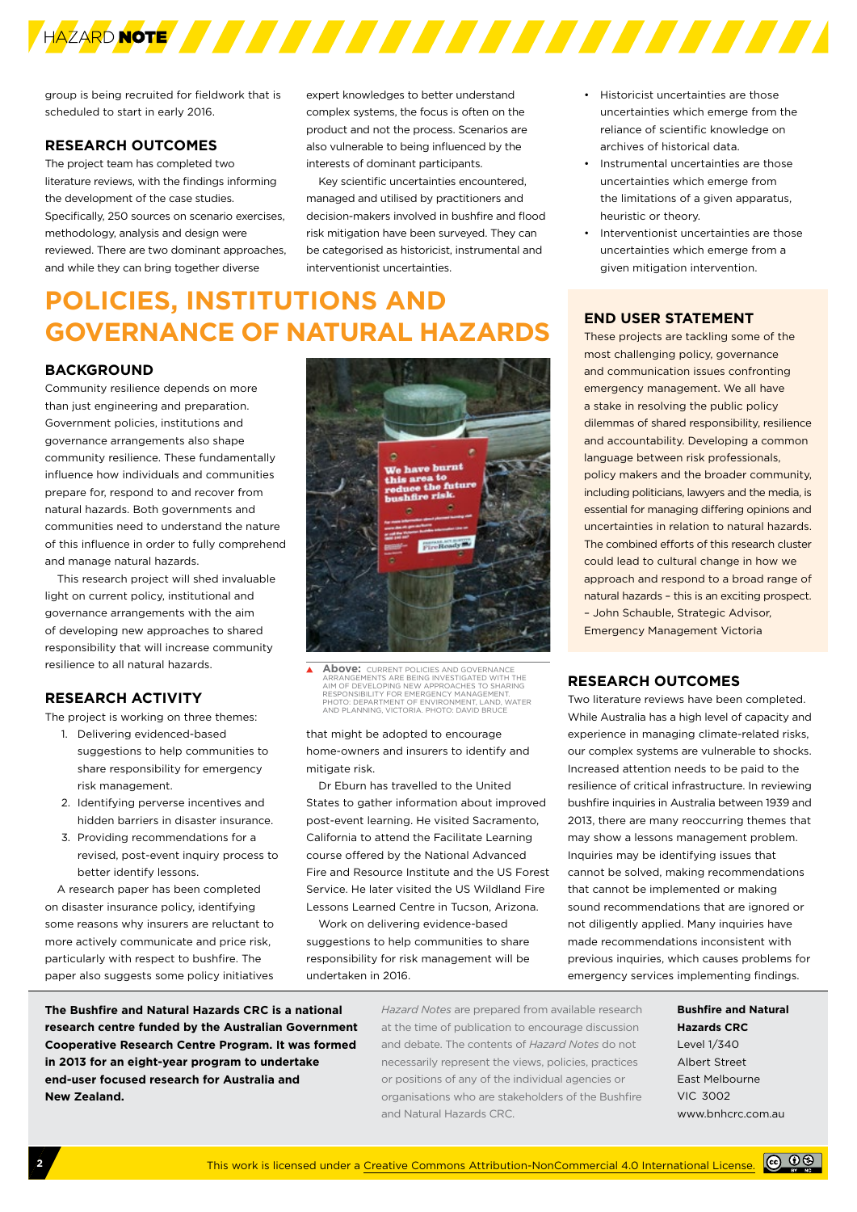group is being recruited for fieldwork that is scheduled to start in early 2016.

### RESEARCH OUTCOMES

The project team has completed two literature reviews, with the findings informing the development of the case studies. Specifically, 250 sources on scenario exercises, methodology, analysis and design were reviewed. There are two dominant approaches, and while they can bring together diverse expert knowledges to better understand complex systems, the focus is often on the product and not the process. Scenarios are also vulnerable to being influenced by the interests of dominant participants.

Key scientific uncertainties encountered, managed and utilised by practitioners and decision-makers involved in bushfire and flood risk mitigation have been surveyed. They can be categorised as historicist, instrumental and interventionist uncertainties.

- Historicist uncertainties are those uncertainties which emerge from the reliance of scientific knowledge on archives of historical data.
- Instrumental uncertainties are those uncertainties which emerge from the limitations of a given apparatus, heuristic or theory.
- Interventionist uncertainties are those uncertainties which emerge from a given mitigation intervention.

## POLICIES, INSTITUTIONS AND GOVERNANCE OF NATURAL HAZARDS

### BACKGROUND

Community resilience depends on more than just engineering and preparation. Government policies, institutions and governance arrangements also shape community resilience. These fundamentally influence how individuals and communities prepare for, respond to and recover from natural hazards. Both governments and communities need to understand the nature of this influence in order to fully comprehend and manage natural hazards.

This research project will shed invaluable light on current policy, institutional and governance arrangements with the aim of developing new approaches to shared responsibility that will increase community resilience to all natural hazards.

**Above:** CURRENT POLICIES AND GOVERNANCE ARRANGEMENTS ARE BEING INVESTIGATED WITH THE AIM OF DEVELOPING NEW APPROACHES TO SHARING RESPONSIBILITY FOR EMERGENCY MANAGEMENT. PHOTO: DEPARTMENT OF ENVIRONMENT, LAND, WATER AND PLANNING, VICTORIA. PHOTO: DAVID BRUCE

### RESEARCH ACTIVITY

The project is working on three themes:

1. Delivering evidenced-based suggestions to help communities to share responsibility for emergency risk management.
2. Identifying perverse incentives and hidden barriers in disaster insurance.
3. Providing recommendations for a revised, post-event inquiry process to better identify lessons.

A research paper has been completed on disaster insurance policy, identifying some reasons why insurers are reluctant to more actively communicate and price risk, particularly with respect to bushfire. The paper also suggests some policy initiatives that might be adopted to encourage home-owners and insurers to identify and mitigate risk.

Dr Eburn has travelled to the United States to gather information about improved post-event learning. He visited Sacramento, California to attend the Facilitate Learning course offered by the National Advanced Fire and Resource Institute and the US Forest Service. He later visited the US Wildland Fire Lessons Learned Centre in Tucson, Arizona.

Work on delivering evidence-based suggestions to help communities to share responsibility for risk management will be undertaken in 2016.

### END USER STATEMENT

These projects are tackling some of the most challenging policy, governance and communication issues confronting emergency management. We all have a stake in resolving the public policy dilemmas of shared responsibility, resilience and accountability. Developing a common language between risk professionals, policy makers and the broader community, including politicians, lawyers and the media, is essential for managing differing opinions and uncertainties in relation to natural hazards. The combined efforts of this research cluster could lead to cultural change in how we approach and respond to a broad range of natural hazards – this is an exciting prospect.
– John Schauble, Strategic Advisor, Emergency Management Victoria

### RESEARCH OUTCOMES

Two literature reviews have been completed. While Australia has a high level of capacity and experience in managing climate-related risks, our complex systems are vulnerable to shocks. Increased attention needs to be paid to the resilience of critical infrastructure. In reviewing bushfire inquiries in Australia between 1939 and 2013, there are many reoccurring themes that may show a lessons management problem. Inquiries may be identifying issues that cannot be solved, making recommendations that cannot be implemented or making sound recommendations that are ignored or not diligently applied. Many inquiries have made recommendations inconsistent with previous inquiries, which causes problems for emergency services implementing findings.

**The Bushfire and Natural Hazards CRC is a national research centre funded by the Australian Government Cooperative Research Centre Program. It was formed in 2013 for an eight-year program to undertake end-user focused research for Australia and New Zealand.**

*Hazard Notes* are prepared from available research at the time of publication to encourage discussion and debate. The contents of *Hazard Notes* do not necessarily represent the views, policies, practices or positions of any of the individual agencies or organisations who are stakeholders of the Bushfire and Natural Hazards CRC.

**Bushfire and Natural Hazards CRC**
Level 1/340
Albert Street
East Melbourne
VIC 3002
www.bnhcrc.com.au

This work is licensed under a Creative Commons Attribution-NonCommercial 4.0 International License.